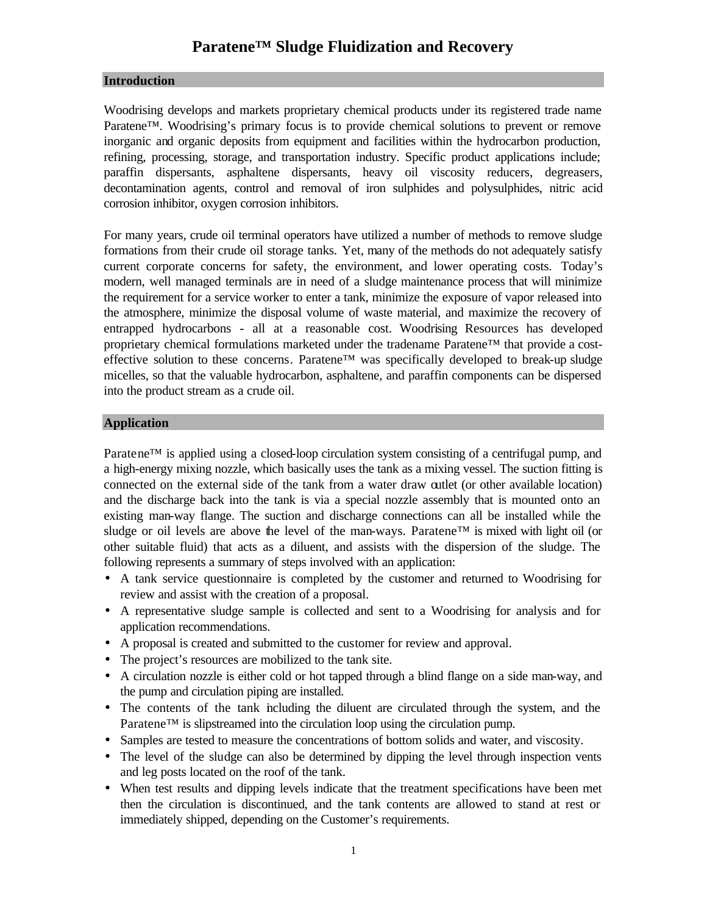# Paratene™ Sludge Fluidization and Recovery

## Introduction

Woodrising develops and markets proprietary chemical products under its registered trade name Paratene™. Woodrising's primary focus is to provide chemical solutions to prevent or remove inorganic and organic deposits from equipment and facilities within the hydrocarbon production, refining, processing, storage, and transportation industry. Specific product applications include; paraffin dispersants, asphaltene dispersants, heavy oil viscosity reducers, degreasers, decontamination agents, control and removal of iron sulphides and polysulphides, nitric acid corrosion inhibitor, oxygen corrosion inhibitors.

For many years, crude oil terminal operators have utilized a number of methods to remove sludge formations from their crude oil storage tanks. Yet, many of the methods do not adequately satisfy current corporate concerns for safety, the environment, and lower operating costs. Today's modern, well managed terminals are in need of a sludge maintenance process that will minimize the requirement for a service worker to enter a tank, minimize the exposure of vapor released into the atmosphere, minimize the disposal volume of waste material, and maximize the recovery of entrapped hydrocarbons - all at a reasonable cost. Woodrising Resources has developed proprietary chemical formulations marketed under the tradename Paratene™ that provide a cost-effective solution to these concerns. Paratene™ was specifically developed to break-up sludge micelles, so that the valuable hydrocarbon, asphaltene, and paraffin components can be dispersed into the product stream as a crude oil.

## Application

Paratene™ is applied using a closed-loop circulation system consisting of a centrifugal pump, and a high-energy mixing nozzle, which basically uses the tank as a mixing vessel. The suction fitting is connected on the external side of the tank from a water draw outlet (or other available location) and the discharge back into the tank is via a special nozzle assembly that is mounted onto an existing man-way flange. The suction and discharge connections can all be installed while the sludge or oil levels are above the level of the man-ways. Paratene™ is mixed with light oil (or other suitable fluid) that acts as a diluent, and assists with the dispersion of the sludge. The following represents a summary of steps involved with an application:

- A tank service questionnaire is completed by the customer and returned to Woodrising for review and assist with the creation of a proposal.
- A representative sludge sample is collected and sent to a Woodrising for analysis and for application recommendations.
- A proposal is created and submitted to the customer for review and approval.
- The project's resources are mobilized to the tank site.
- A circulation nozzle is either cold or hot tapped through a blind flange on a side man-way, and the pump and circulation piping are installed.
- The contents of the tank including the diluent are circulated through the system, and the Paratene™ is slipstreamed into the circulation loop using the circulation pump.
- Samples are tested to measure the concentrations of bottom solids and water, and viscosity.
- The level of the sludge can also be determined by dipping the level through inspection vents and leg posts located on the roof of the tank.
- When test results and dipping levels indicate that the treatment specifications have been met then the circulation is discontinued, and the tank contents are allowed to stand at rest or immediately shipped, depending on the Customer's requirements.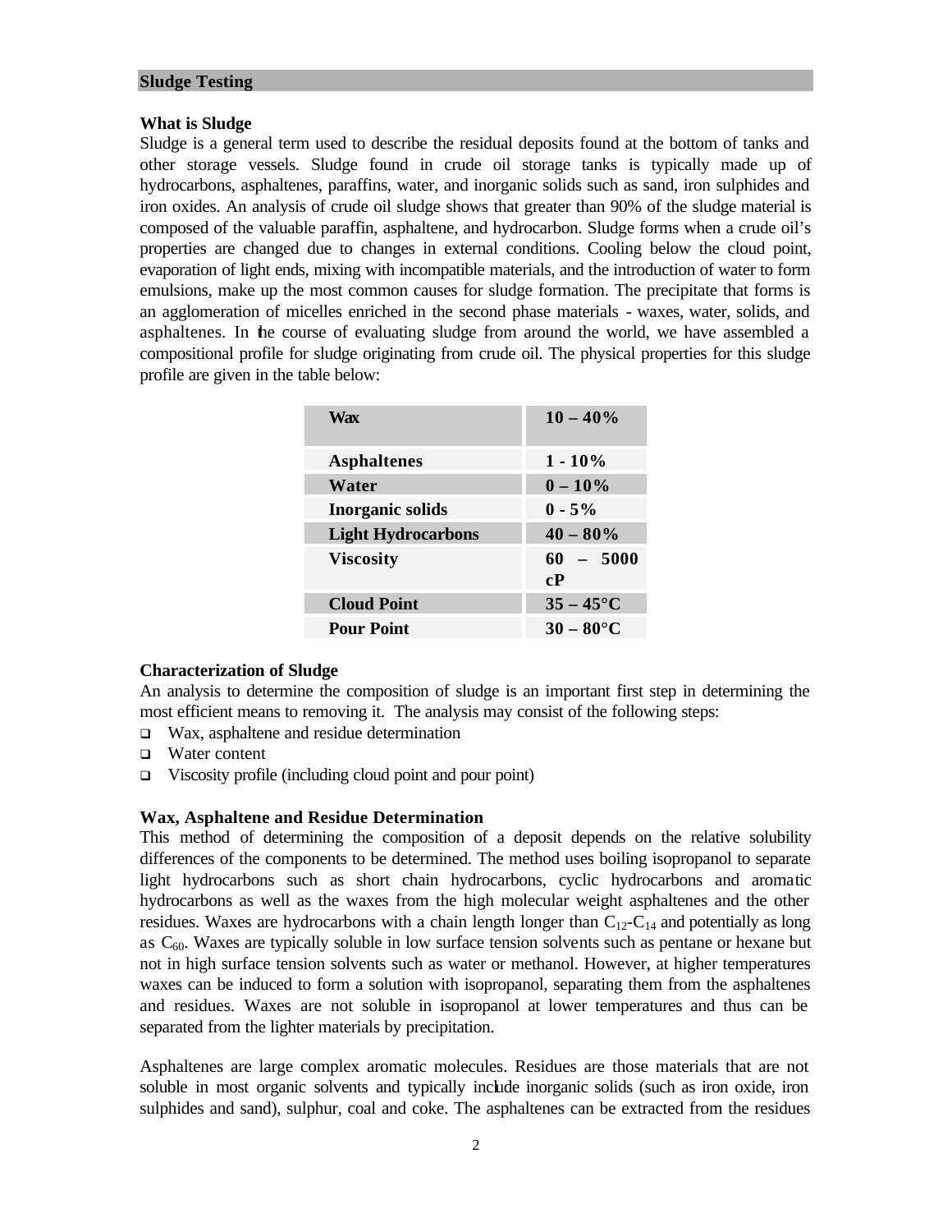## Sludge Testing

### What is Sludge

Sludge is a general term used to describe the residual deposits found at the bottom of tanks and other storage vessels. Sludge found in crude oil storage tanks is typically made up of hydrocarbons, asphaltenes, paraffins, water, and inorganic solids such as sand, iron sulphides and iron oxides. An analysis of crude oil sludge shows that greater than 90% of the sludge material is composed of the valuable paraffin, asphaltene, and hydrocarbon. Sludge forms when a crude oil's properties are changed due to changes in external conditions. Cooling below the cloud point, evaporation of light ends, mixing with incompatible materials, and the introduction of water to form emulsions, make up the most common causes for sludge formation. The precipitate that forms is an agglomeration of micelles enriched in the second phase materials - waxes, water, solids, and asphaltenes. In the course of evaluating sludge from around the world, we have assembled a compositional profile for sludge originating from crude oil. The physical properties for this sludge profile are given in the table below:

| Wax | 10 – 40% |
|---|---|
| Asphaltenes | 1 - 10% |
| Water | 0 – 10% |
| Inorganic solids | 0 - 5% |
| Light Hydrocarbons | 40 – 80% |
| Viscosity | 60 – 5000 cP |
| Cloud Point | 35 – 45°C |
| Pour Point | 30 – 80°C |

### Characterization of Sludge

An analysis to determine the composition of sludge is an important first step in determining the most efficient means to removing it. The analysis may consist of the following steps:

- Wax, asphaltene and residue determination
- Water content
- Viscosity profile (including cloud point and pour point)

### Wax, Asphaltene and Residue Determination

This method of determining the composition of a deposit depends on the relative solubility differences of the components to be determined. The method uses boiling isopropanol to separate light hydrocarbons such as short chain hydrocarbons, cyclic hydrocarbons and aromatic hydrocarbons as well as the waxes from the high molecular weight asphaltenes and the other residues. Waxes are hydrocarbons with a chain length longer than $C_{12}$-$C_{14}$ and potentially as long as $C_{60}$. Waxes are typically soluble in low surface tension solvents such as pentane or hexane but not in high surface tension solvents such as water or methanol. However, at higher temperatures waxes can be induced to form a solution with isopropanol, separating them from the asphaltenes and residues. Waxes are not soluble in isopropanol at lower temperatures and thus can be separated from the lighter materials by precipitation.

Asphaltenes are large complex aromatic molecules. Residues are those materials that are not soluble in most organic solvents and typically include inorganic solids (such as iron oxide, iron sulphides and sand), sulphur, coal and coke. The asphaltenes can be extracted from the residues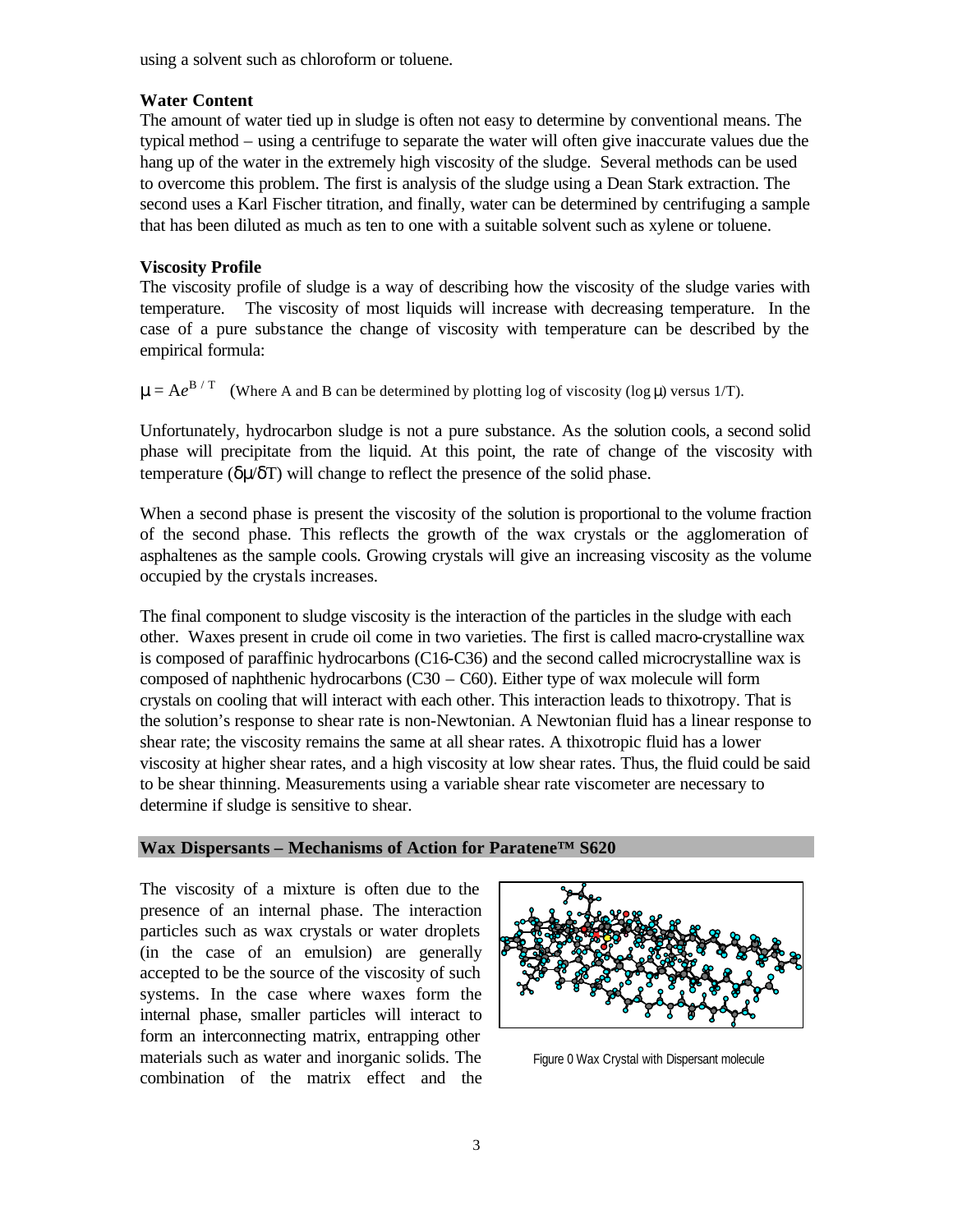using a solvent such as chloroform or toluene.

### Water Content

The amount of water tied up in sludge is often not easy to determine by conventional means. The typical method – using a centrifuge to separate the water will often give inaccurate values due the hang up of the water in the extremely high viscosity of the sludge. Several methods can be used to overcome this problem. The first is analysis of the sludge using a Dean Stark extraction. The second uses a Karl Fischer titration, and finally, water can be determined by centrifuging a sample that has been diluted as much as ten to one with a suitable solvent such as xylene or toluene.

### Viscosity Profile

The viscosity profile of sludge is a way of describing how the viscosity of the sludge varies with temperature. The viscosity of most liquids will increase with decreasing temperature. In the case of a pure substance the change of viscosity with temperature can be described by the empirical formula:

$\mu = Ae^{B/T}$ (Where A and B can be determined by plotting log of viscosity ($\log \mu$) versus 1/T).

Unfortunately, hydrocarbon sludge is not a pure substance. As the solution cools, a second solid phase will precipitate from the liquid. At this point, the rate of change of the viscosity with temperature ($\delta\mu/\delta T$) will change to reflect the presence of the solid phase.

When a second phase is present the viscosity of the solution is proportional to the volume fraction of the second phase. This reflects the growth of the wax crystals or the agglomeration of asphaltenes as the sample cools. Growing crystals will give an increasing viscosity as the volume occupied by the crystals increases.

The final component to sludge viscosity is the interaction of the particles in the sludge with each other. Waxes present in crude oil come in two varieties. The first is called macro-crystalline wax is composed of paraffinic hydrocarbons (C16-C36) and the second called microcrystalline wax is composed of naphthenic hydrocarbons (C30 – C60). Either type of wax molecule will form crystals on cooling that will interact with each other. This interaction leads to thixotropy. That is the solution's response to shear rate is non-Newtonian. A Newtonian fluid has a linear response to shear rate; the viscosity remains the same at all shear rates. A thixotropic fluid has a lower viscosity at higher shear rates, and a high viscosity at low shear rates. Thus, the fluid could be said to be shear thinning. Measurements using a variable shear rate viscometer are necessary to determine if sludge is sensitive to shear.

## Wax Dispersants – Mechanisms of Action for Paratene™ S620

The viscosity of a mixture is often due to the presence of an internal phase. The interaction particles such as wax crystals or water droplets (in the case of an emulsion) are generally accepted to be the source of the viscosity of such systems. In the case where waxes form the internal phase, smaller particles will interact to form an interconnecting matrix, entrapping other materials such as water and inorganic solids. The combination of the matrix effect and the

Figure 0 Wax Crystal with Dispersant molecule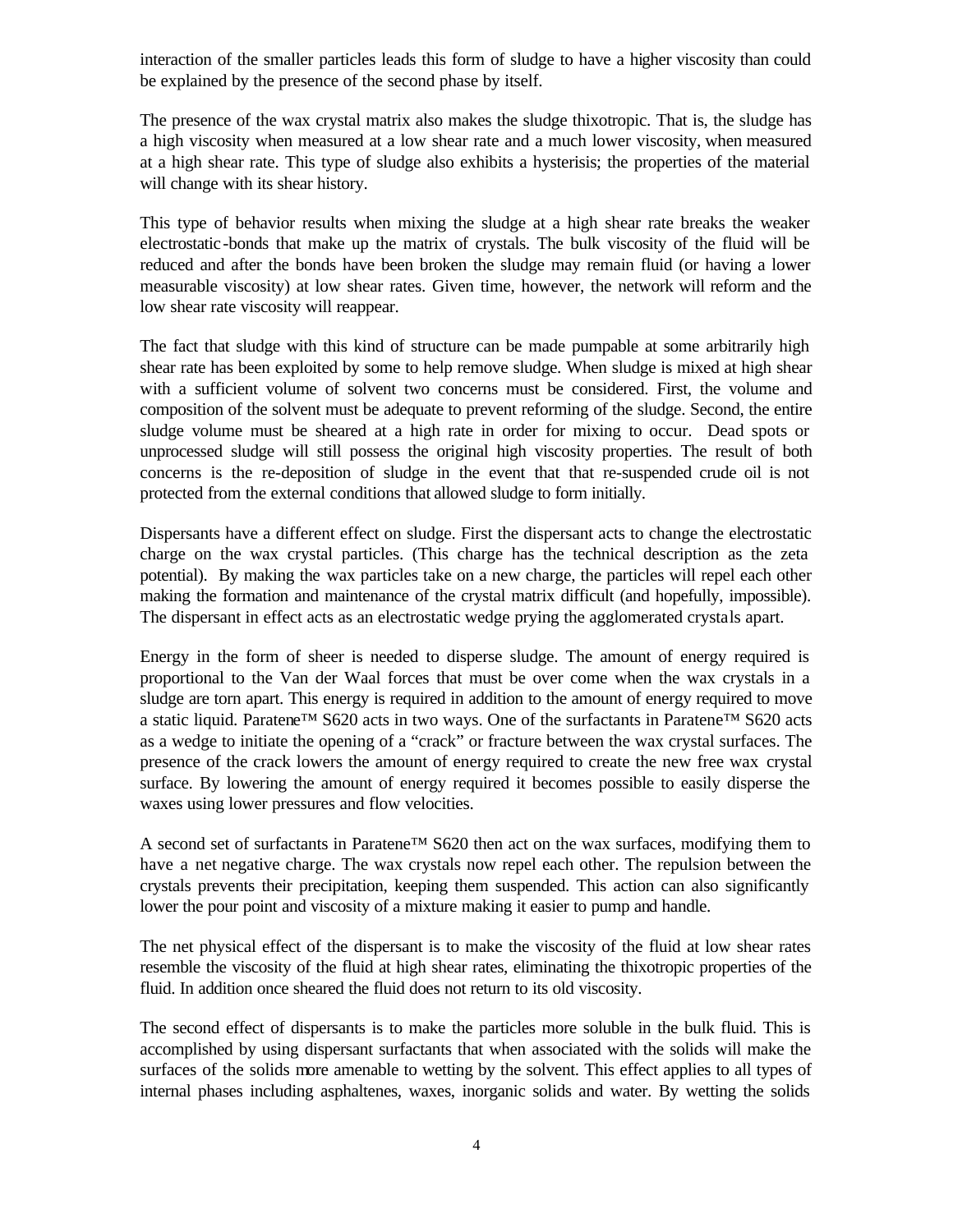interaction of the smaller particles leads this form of sludge to have a higher viscosity than could be explained by the presence of the second phase by itself.

The presence of the wax crystal matrix also makes the sludge thixotropic. That is, the sludge has a high viscosity when measured at a low shear rate and a much lower viscosity, when measured at a high shear rate. This type of sludge also exhibits a hysterisis; the properties of the material will change with its shear history.

This type of behavior results when mixing the sludge at a high shear rate breaks the weaker electrostatic-bonds that make up the matrix of crystals. The bulk viscosity of the fluid will be reduced and after the bonds have been broken the sludge may remain fluid (or having a lower measurable viscosity) at low shear rates. Given time, however, the network will reform and the low shear rate viscosity will reappear.

The fact that sludge with this kind of structure can be made pumpable at some arbitrarily high shear rate has been exploited by some to help remove sludge. When sludge is mixed at high shear with a sufficient volume of solvent two concerns must be considered. First, the volume and composition of the solvent must be adequate to prevent reforming of the sludge. Second, the entire sludge volume must be sheared at a high rate in order for mixing to occur. Dead spots or unprocessed sludge will still possess the original high viscosity properties. The result of both concerns is the re-deposition of sludge in the event that that re-suspended crude oil is not protected from the external conditions that allowed sludge to form initially.

Dispersants have a different effect on sludge. First the dispersant acts to change the electrostatic charge on the wax crystal particles. (This charge has the technical description as the zeta potential). By making the wax particles take on a new charge, the particles will repel each other making the formation and maintenance of the crystal matrix difficult (and hopefully, impossible). The dispersant in effect acts as an electrostatic wedge prying the agglomerated crystals apart.

Energy in the form of sheer is needed to disperse sludge. The amount of energy required is proportional to the Van der Waal forces that must be over come when the wax crystals in a sludge are torn apart. This energy is required in addition to the amount of energy required to move a static liquid. Paratene™ S620 acts in two ways. One of the surfactants in Paratene™ S620 acts as a wedge to initiate the opening of a "crack" or fracture between the wax crystal surfaces. The presence of the crack lowers the amount of energy required to create the new free wax crystal surface. By lowering the amount of energy required it becomes possible to easily disperse the waxes using lower pressures and flow velocities.

A second set of surfactants in Paratene™ S620 then act on the wax surfaces, modifying them to have a net negative charge. The wax crystals now repel each other. The repulsion between the crystals prevents their precipitation, keeping them suspended. This action can also significantly lower the pour point and viscosity of a mixture making it easier to pump and handle.

The net physical effect of the dispersant is to make the viscosity of the fluid at low shear rates resemble the viscosity of the fluid at high shear rates, eliminating the thixotropic properties of the fluid. In addition once sheared the fluid does not return to its old viscosity.

The second effect of dispersants is to make the particles more soluble in the bulk fluid. This is accomplished by using dispersant surfactants that when associated with the solids will make the surfaces of the solids more amenable to wetting by the solvent. This effect applies to all types of internal phases including asphaltenes, waxes, inorganic solids and water. By wetting the solids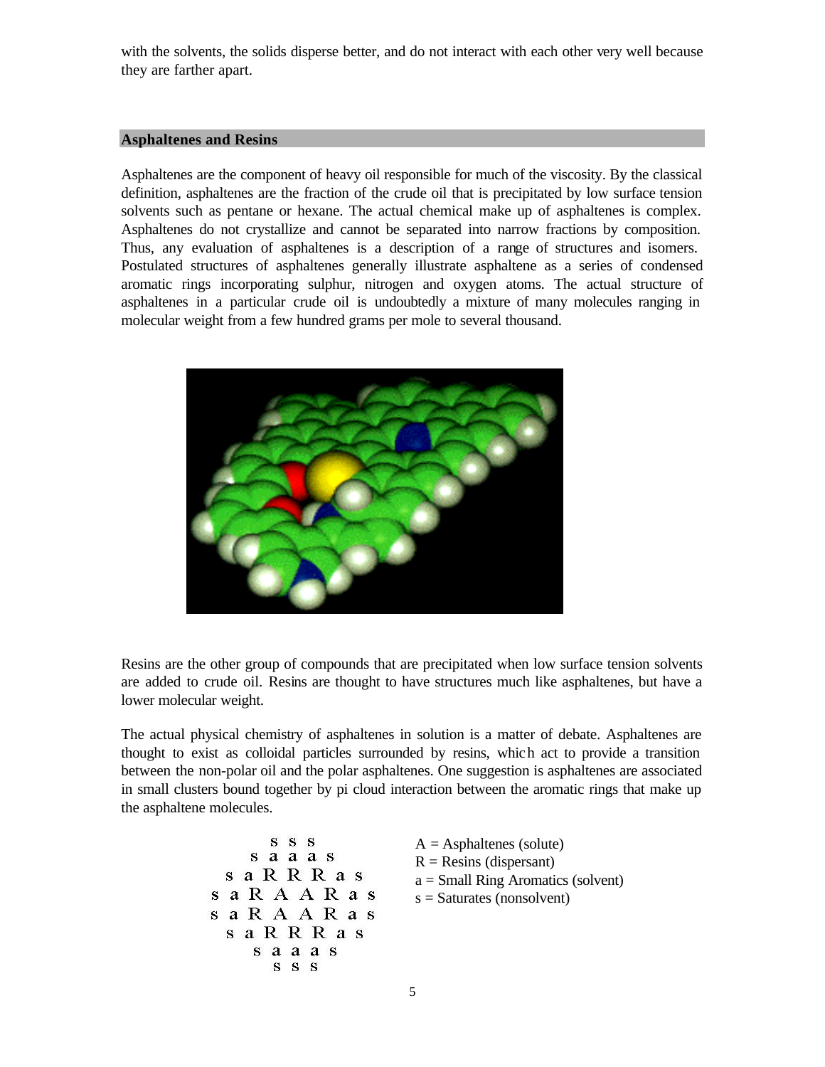with the solvents, the solids disperse better, and do not interact with each other very well because they are farther apart.

## Asphaltenes and Resins

Asphaltenes are the component of heavy oil responsible for much of the viscosity. By the classical definition, asphaltenes are the fraction of the crude oil that is precipitated by low surface tension solvents such as pentane or hexane. The actual chemical make up of asphaltenes is complex. Asphaltenes do not crystallize and cannot be separated into narrow fractions by composition. Thus, any evaluation of asphaltenes is a description of a range of structures and isomers. Postulated structures of asphaltenes generally illustrate asphaltene as a series of condensed aromatic rings incorporating sulphur, nitrogen and oxygen atoms. The actual structure of asphaltenes in a particular crude oil is undoubtedly a mixture of many molecules ranging in molecular weight from a few hundred grams per mole to several thousand.

Resins are the other group of compounds that are precipitated when low surface tension solvents are added to crude oil. Resins are thought to have structures much like asphaltenes, but have a lower molecular weight.

The actual physical chemistry of asphaltenes in solution is a matter of debate. Asphaltenes are thought to exist as colloidal particles surrounded by resins, which act to provide a transition between the non-polar oil and the polar asphaltenes. One suggestion is asphaltenes are associated in small clusters bound together by pi cloud interaction between the aromatic rings that make up the asphaltene molecules.

```
      s s s
     s a a a s
   s a R R R a s
  s a R A A R a s
  s a R A A R a s
   s a R R R a s
     s a a a s
      s s s
```

A = Asphaltenes (solute)
R = Resins (dispersant)
a = Small Ring Aromatics (solvent)
s = Saturates (nonsolvent)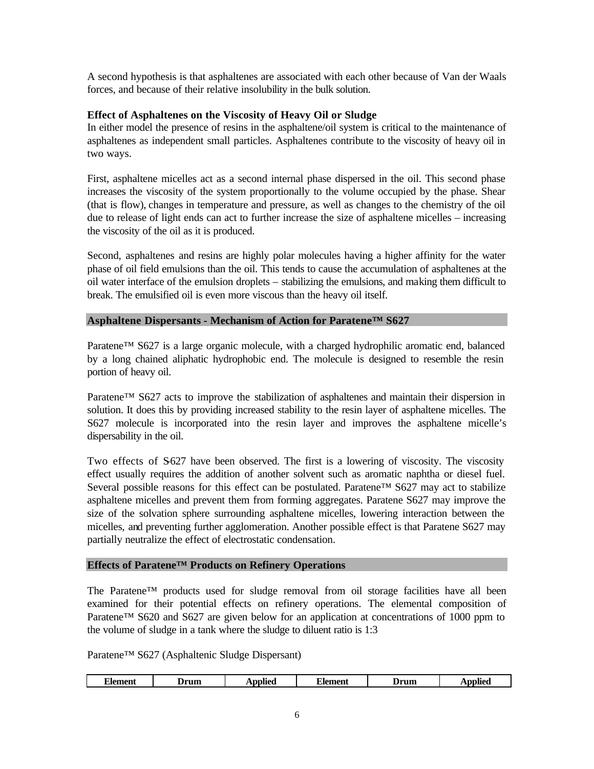A second hypothesis is that asphaltenes are associated with each other because of Van der Waals forces, and because of their relative insolubility in the bulk solution.

**Effect of Asphaltenes on the Viscosity of Heavy Oil or Sludge**

In either model the presence of resins in the asphaltene/oil system is critical to the maintenance of asphaltenes as independent small particles. Asphaltenes contribute to the viscosity of heavy oil in two ways.

First, asphaltene micelles act as a second internal phase dispersed in the oil. This second phase increases the viscosity of the system proportionally to the volume occupied by the phase. Shear (that is flow), changes in temperature and pressure, as well as changes to the chemistry of the oil due to release of light ends can act to further increase the size of asphaltene micelles – increasing the viscosity of the oil as it is produced.

Second, asphaltenes and resins are highly polar molecules having a higher affinity for the water phase of oil field emulsions than the oil. This tends to cause the accumulation of asphaltenes at the oil water interface of the emulsion droplets – stabilizing the emulsions, and making them difficult to break. The emulsified oil is even more viscous than the heavy oil itself.

## Asphaltene Dispersants - Mechanism of Action for Paratene™ S627

Paratene™ S627 is a large organic molecule, with a charged hydrophilic aromatic end, balanced by a long chained aliphatic hydrophobic end. The molecule is designed to resemble the resin portion of heavy oil.

Paratene™ S627 acts to improve the stabilization of asphaltenes and maintain their dispersion in solution. It does this by providing increased stability to the resin layer of asphaltene micelles. The S627 molecule is incorporated into the resin layer and improves the asphaltene micelle's dispersability in the oil.

Two effects of S-627 have been observed. The first is a lowering of viscosity. The viscosity effect usually requires the addition of another solvent such as aromatic naphtha or diesel fuel. Several possible reasons for this effect can be postulated. Paratene™ S627 may act to stabilize asphaltene micelles and prevent them from forming aggregates. Paratene S627 may improve the size of the solvation sphere surrounding asphaltene micelles, lowering interaction between the micelles, and preventing further agglomeration. Another possible effect is that Paratene S627 may partially neutralize the effect of electrostatic condensation.

## Effects of Paratene™ Products on Refinery Operations

The Paratene™ products used for sludge removal from oil storage facilities have all been examined for their potential effects on refinery operations. The elemental composition of Paratene™ S620 and S627 are given below for an application at concentrations of 1000 ppm to the volume of sludge in a tank where the sludge to diluent ratio is 1:3

Paratene™ S627 (Asphaltenic Sludge Dispersant)

| Element | Drum | Applied | Element | Drum | Applied |
|---|---|---|---|---|---|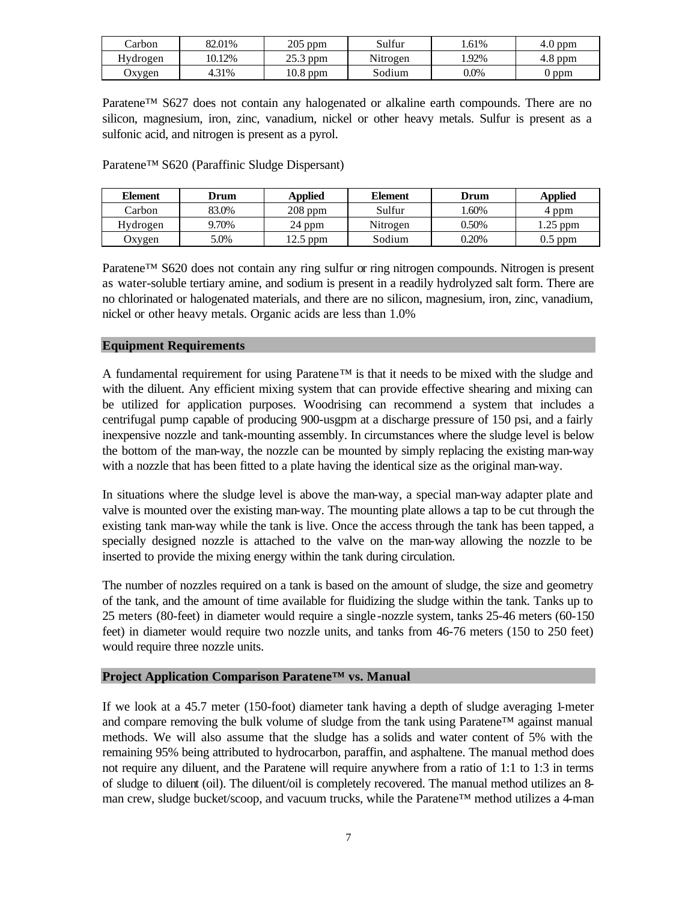| Carbon | 82.01% | 205 ppm | Sulfur | 1.61% | 4.0 ppm |
|---|---|---|---|---|---|
| Hydrogen | 10.12% | 25.3 ppm | Nitrogen | 1.92% | 4.8 ppm |
| Oxygen | 4.31% | 10.8 ppm | Sodium | 0.0% | 0 ppm |

Paratene™ S627 does not contain any halogenated or alkaline earth compounds. There are no silicon, magnesium, iron, zinc, vanadium, nickel or other heavy metals. Sulfur is present as a sulfonic acid, and nitrogen is present as a pyrol.

Paratene™ S620 (Paraffinic Sludge Dispersant)

| Element | Drum | Applied | Element | Drum | Applied |
|---|---|---|---|---|---|
| Carbon | 83.0% | 208 ppm | Sulfur | 1.60% | 4 ppm |
| Hydrogen | 9.70% | 24 ppm | Nitrogen | 0.50% | 1.25 ppm |
| Oxygen | 5.0% | 12.5 ppm | Sodium | 0.20% | 0.5 ppm |

Paratene™ S620 does not contain any ring sulfur or ring nitrogen compounds. Nitrogen is present as water-soluble tertiary amine, and sodium is present in a readily hydrolyzed salt form. There are no chlorinated or halogenated materials, and there are no silicon, magnesium, iron, zinc, vanadium, nickel or other heavy metals. Organic acids are less than 1.0%

## Equipment Requirements

A fundamental requirement for using Paratene™ is that it needs to be mixed with the sludge and with the diluent. Any efficient mixing system that can provide effective shearing and mixing can be utilized for application purposes. Woodrising can recommend a system that includes a centrifugal pump capable of producing 900-usgpm at a discharge pressure of 150 psi, and a fairly inexpensive nozzle and tank-mounting assembly. In circumstances where the sludge level is below the bottom of the man-way, the nozzle can be mounted by simply replacing the existing man-way with a nozzle that has been fitted to a plate having the identical size as the original man-way.

In situations where the sludge level is above the man-way, a special man-way adapter plate and valve is mounted over the existing man-way. The mounting plate allows a tap to be cut through the existing tank man-way while the tank is live. Once the access through the tank has been tapped, a specially designed nozzle is attached to the valve on the man-way allowing the nozzle to be inserted to provide the mixing energy within the tank during circulation.

The number of nozzles required on a tank is based on the amount of sludge, the size and geometry of the tank, and the amount of time available for fluidizing the sludge within the tank. Tanks up to 25 meters (80-feet) in diameter would require a single-nozzle system, tanks 25-46 meters (60-150 feet) in diameter would require two nozzle units, and tanks from 46-76 meters (150 to 250 feet) would require three nozzle units.

## Project Application Comparison Paratene™ vs. Manual

If we look at a 45.7 meter (150-foot) diameter tank having a depth of sludge averaging 1-meter and compare removing the bulk volume of sludge from the tank using Paratene™ against manual methods. We will also assume that the sludge has a solids and water content of 5% with the remaining 95% being attributed to hydrocarbon, paraffin, and asphaltene. The manual method does not require any diluent, and the Paratene will require anywhere from a ratio of 1:1 to 1:3 in terms of sludge to diluent (oil). The diluent/oil is completely recovered. The manual method utilizes an 8-man crew, sludge bucket/scoop, and vacuum trucks, while the Paratene™ method utilizes a 4-man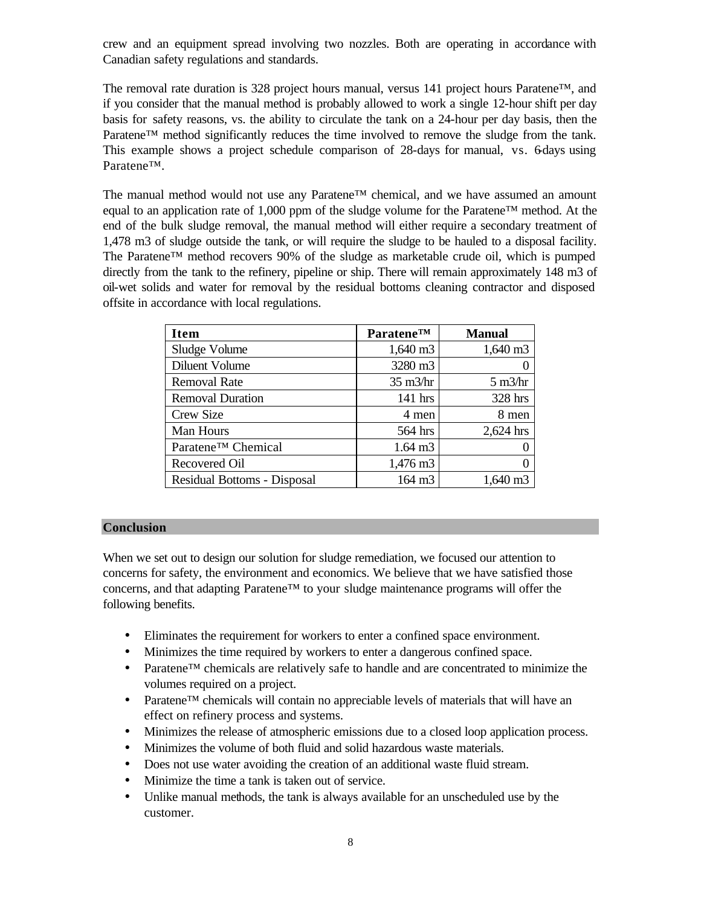crew and an equipment spread involving two nozzles. Both are operating in accordance with Canadian safety regulations and standards.

The removal rate duration is 328 project hours manual, versus 141 project hours Paratene™, and if you consider that the manual method is probably allowed to work a single 12-hour shift per day basis for safety reasons, vs. the ability to circulate the tank on a 24-hour per day basis, then the Paratene™ method significantly reduces the time involved to remove the sludge from the tank. This example shows a project schedule comparison of 28-days for manual, vs. 6-days using Paratene™.

The manual method would not use any Paratene™ chemical, and we have assumed an amount equal to an application rate of 1,000 ppm of the sludge volume for the Paratene™ method. At the end of the bulk sludge removal, the manual method will either require a secondary treatment of 1,478 m3 of sludge outside the tank, or will require the sludge to be hauled to a disposal facility. The Paratene™ method recovers 90% of the sludge as marketable crude oil, which is pumped directly from the tank to the refinery, pipeline or ship. There will remain approximately 148 m3 of oil-wet solids and water for removal by the residual bottoms cleaning contractor and disposed offsite in accordance with local regulations.

| Item | Paratene™ | Manual |
|---|---:|---:|
| Sludge Volume | 1,640 m3 | 1,640 m3 |
| Diluent Volume | 3280 m3 | 0 |
| Removal Rate | 35 m3/hr | 5 m3/hr |
| Removal Duration | 141 hrs | 328 hrs |
| Crew Size | 4 men | 8 men |
| Man Hours | 564 hrs | 2,624 hrs |
| Paratene™ Chemical | 1.64 m3 | 0 |
| Recovered Oil | 1,476 m3 | 0 |
| Residual Bottoms - Disposal | 164 m3 | 1,640 m3 |

## Conclusion

When we set out to design our solution for sludge remediation, we focused our attention to concerns for safety, the environment and economics. We believe that we have satisfied those concerns, and that adapting Paratene™ to your sludge maintenance programs will offer the following benefits.

- Eliminates the requirement for workers to enter a confined space environment.
- Minimizes the time required by workers to enter a dangerous confined space.
- Paratene™ chemicals are relatively safe to handle and are concentrated to minimize the volumes required on a project.
- Paratene™ chemicals will contain no appreciable levels of materials that will have an effect on refinery process and systems.
- Minimizes the release of atmospheric emissions due to a closed loop application process.
- Minimizes the volume of both fluid and solid hazardous waste materials.
- Does not use water avoiding the creation of an additional waste fluid stream.
- Minimize the time a tank is taken out of service.
- Unlike manual methods, the tank is always available for an unscheduled use by the customer.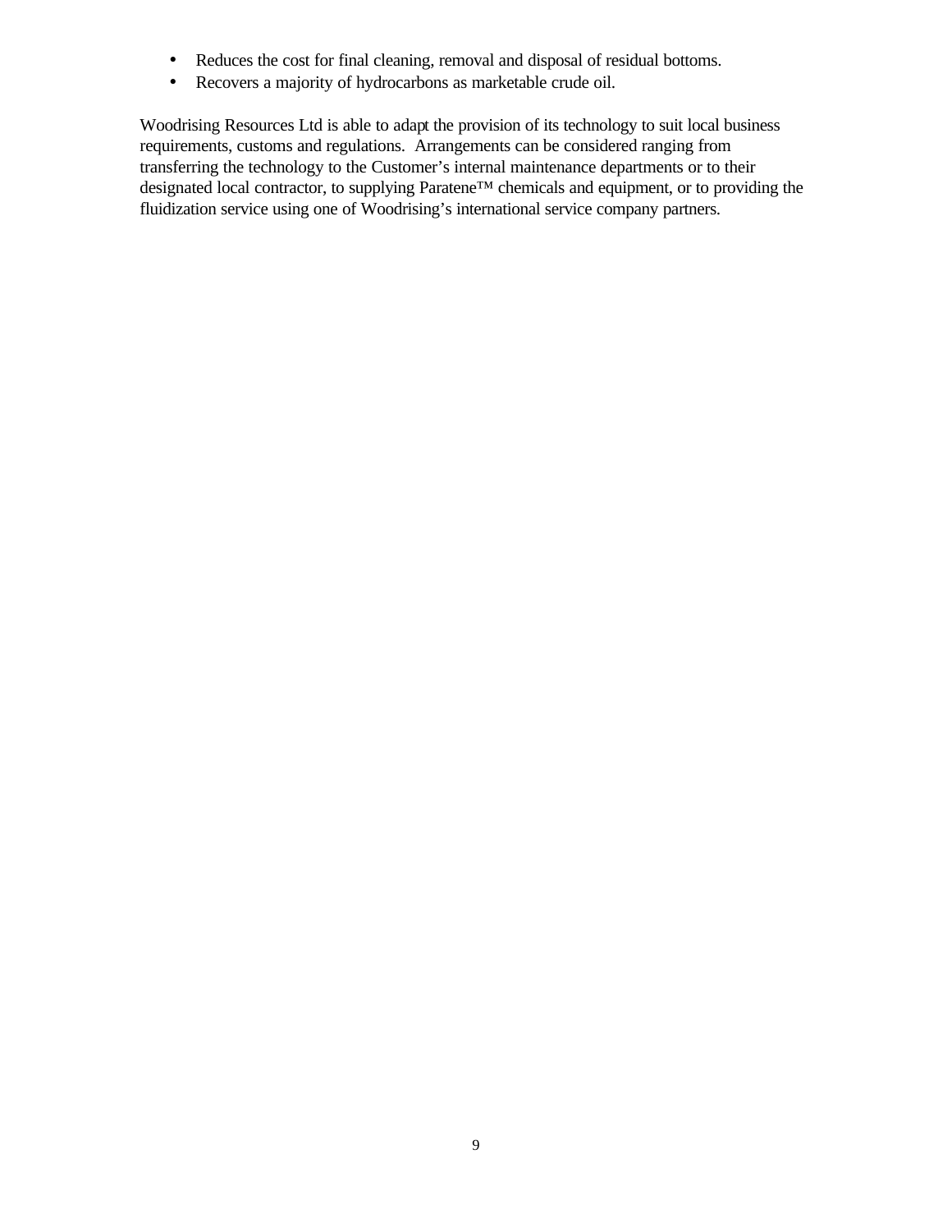- Reduces the cost for final cleaning, removal and disposal of residual bottoms.
- Recovers a majority of hydrocarbons as marketable crude oil.

Woodrising Resources Ltd is able to adapt the provision of its technology to suit local business requirements, customs and regulations. Arrangements can be considered ranging from transferring the technology to the Customer's internal maintenance departments or to their designated local contractor, to supplying Paratene™ chemicals and equipment, or to providing the fluidization service using one of Woodrising's international service company partners.